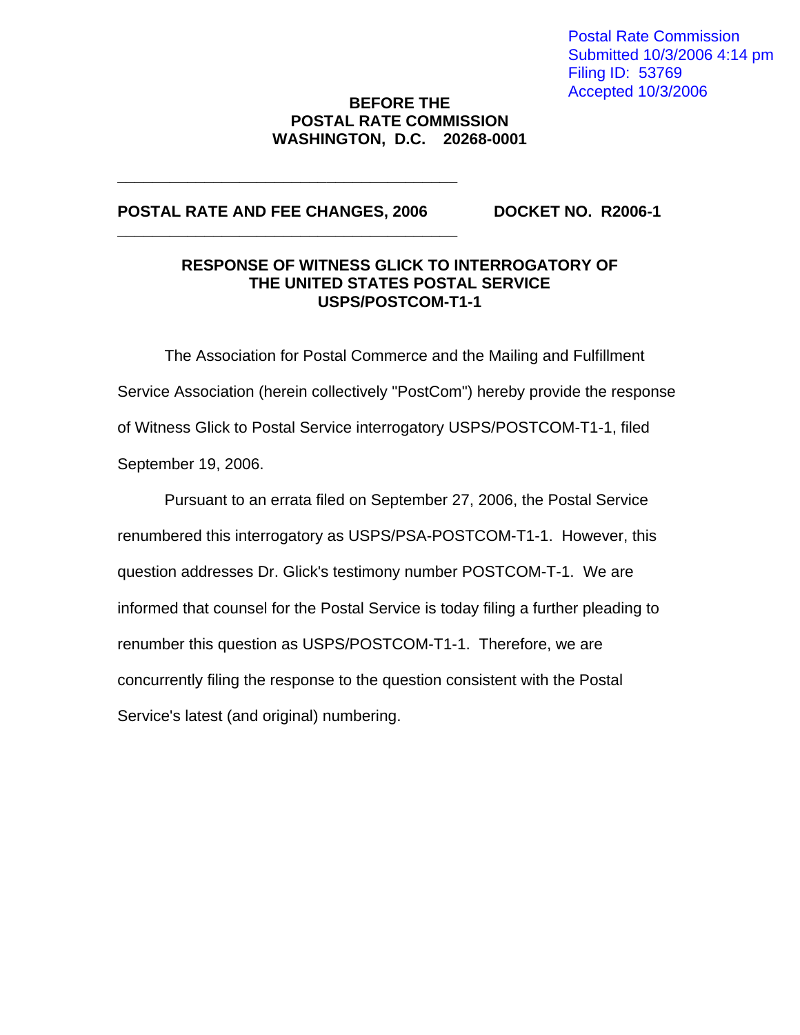Postal Rate Commission
Submitted 10/3/2006 4:14 pm
Filing ID: 53769
Accepted 10/3/2006

**BEFORE THE**
**POSTAL RATE COMMISSION**
**WASHINGTON, D.C. 20268-0001**

---

**POSTAL RATE AND FEE CHANGES, 2006** **DOCKET NO. R2006-1**

---

**RESPONSE OF WITNESS GLICK TO INTERROGATORY OF THE UNITED STATES POSTAL SERVICE USPS/POSTCOM-T1-1**

The Association for Postal Commerce and the Mailing and Fulfillment Service Association (herein collectively "PostCom") hereby provide the response of Witness Glick to Postal Service interrogatory USPS/POSTCOM-T1-1, filed September 19, 2006.

Pursuant to an errata filed on September 27, 2006, the Postal Service renumbered this interrogatory as USPS/PSA-POSTCOM-T1-1. However, this question addresses Dr. Glick's testimony number POSTCOM-T-1. We are informed that counsel for the Postal Service is today filing a further pleading to renumber this question as USPS/POSTCOM-T1-1. Therefore, we are concurrently filing the response to the question consistent with the Postal Service's latest (and original) numbering.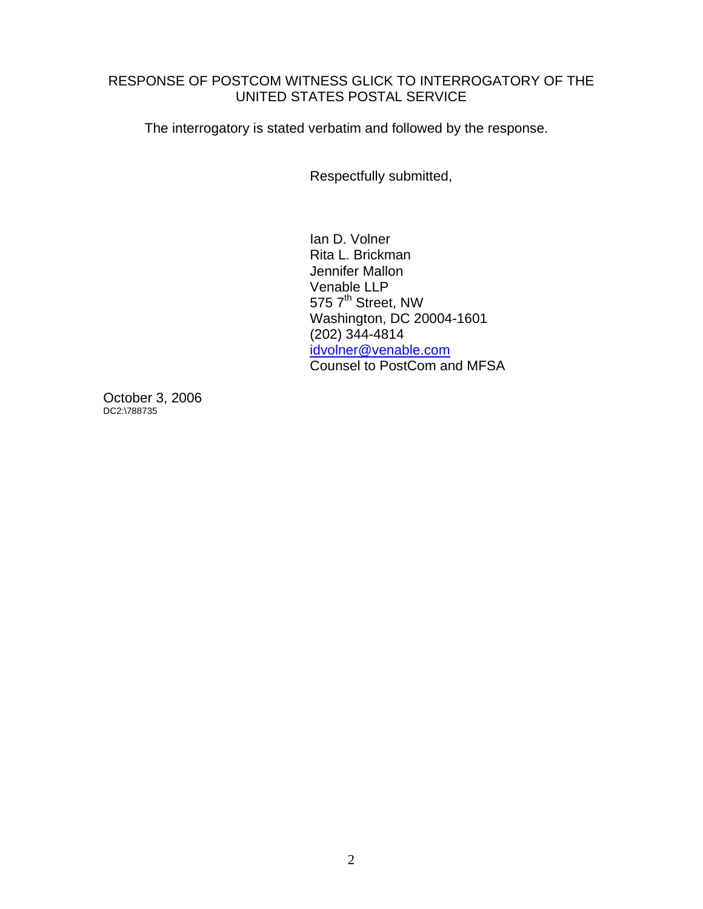RESPONSE OF POSTCOM WITNESS GLICK TO INTERROGATORY OF THE UNITED STATES POSTAL SERVICE

The interrogatory is stated verbatim and followed by the response.

Respectfully submitted,

Ian D. Volner  
Rita L. Brickman  
Jennifer Mallon  
Venable LLP  
575 7th Street, NW  
Washington, DC 20004-1601  
(202) 344-4814  
idvolner@venable.com  
Counsel to PostCom and MFSA

October 3, 2006  
DC2:\788735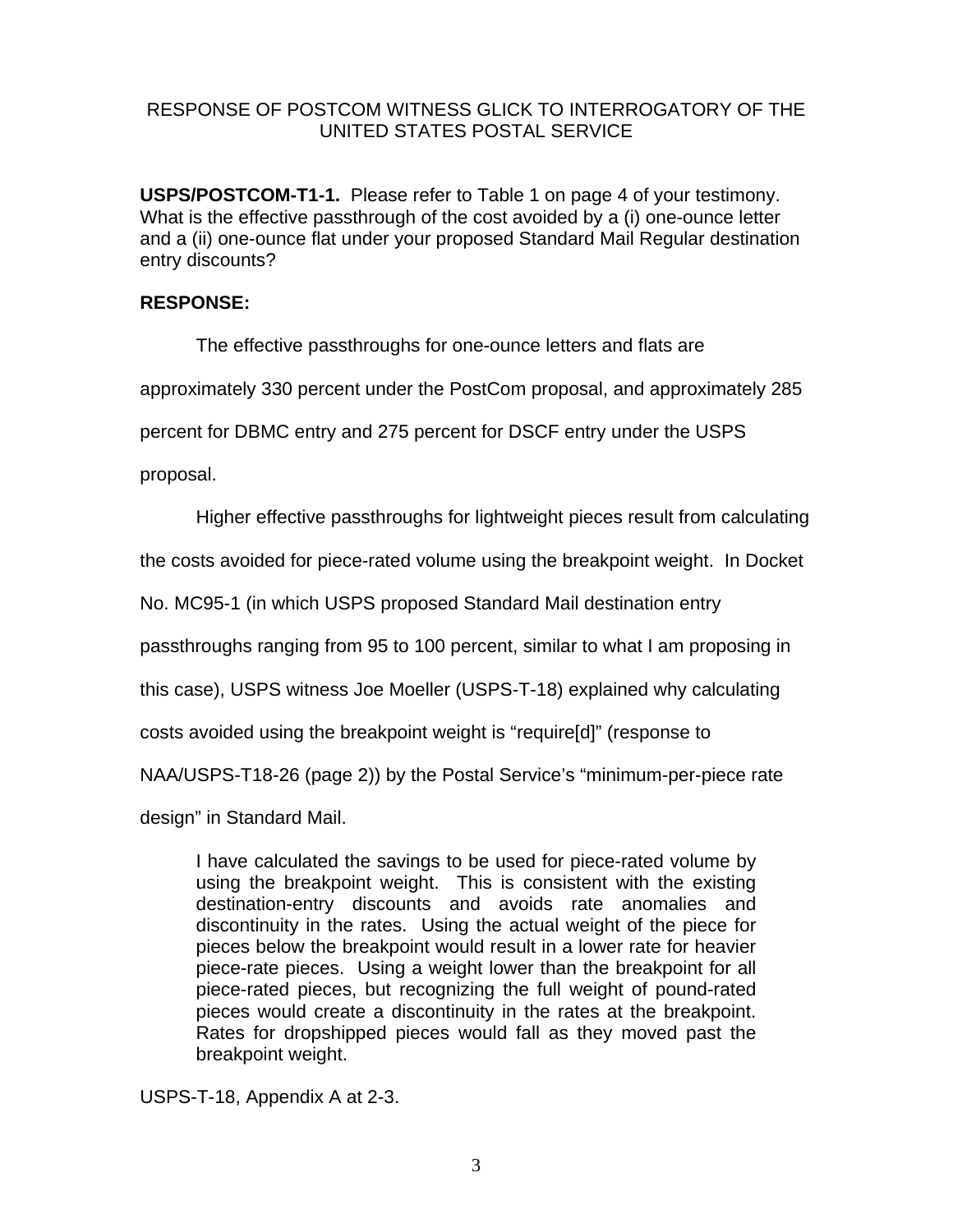RESPONSE OF POSTCOM WITNESS GLICK TO INTERROGATORY OF THE UNITED STATES POSTAL SERVICE

**USPS/POSTCOM-T1-1.** Please refer to Table 1 on page 4 of your testimony. What is the effective passthrough of the cost avoided by a (i) one-ounce letter and a (ii) one-ounce flat under your proposed Standard Mail Regular destination entry discounts?

**RESPONSE:**

The effective passthroughs for one-ounce letters and flats are approximately 330 percent under the PostCom proposal, and approximately 285 percent for DBMC entry and 275 percent for DSCF entry under the USPS proposal.

Higher effective passthroughs for lightweight pieces result from calculating the costs avoided for piece-rated volume using the breakpoint weight. In Docket No. MC95-1 (in which USPS proposed Standard Mail destination entry passthroughs ranging from 95 to 100 percent, similar to what I am proposing in this case), USPS witness Joe Moeller (USPS-T-18) explained why calculating costs avoided using the breakpoint weight is "require[d]" (response to NAA/USPS-T18-26 (page 2)) by the Postal Service's "minimum-per-piece rate design" in Standard Mail.

> I have calculated the savings to be used for piece-rated volume by using the breakpoint weight. This is consistent with the existing destination-entry discounts and avoids rate anomalies and discontinuity in the rates. Using the actual weight of the piece for pieces below the breakpoint would result in a lower rate for heavier piece-rate pieces. Using a weight lower than the breakpoint for all piece-rated pieces, but recognizing the full weight of pound-rated pieces would create a discontinuity in the rates at the breakpoint. Rates for dropshipped pieces would fall as they moved past the breakpoint weight.

USPS-T-18, Appendix A at 2-3.